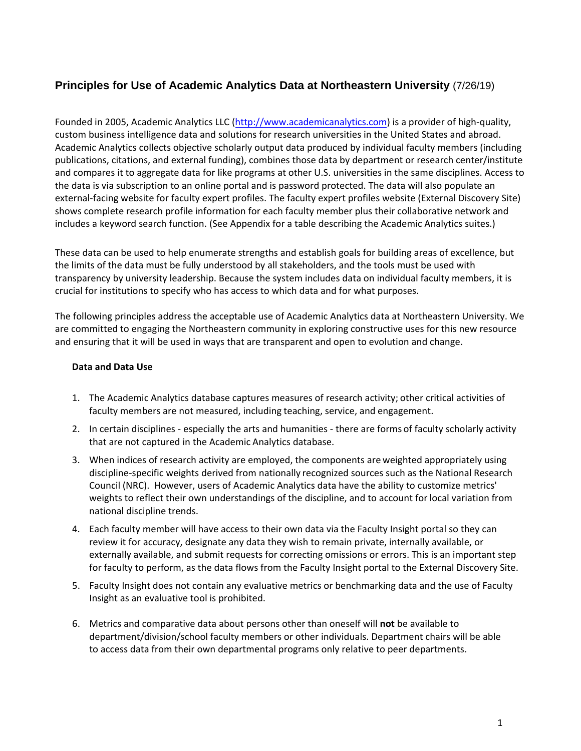# Principles for Use of Academic Analytics Data at Northeastern University (7/26/19)

Founded in 2005, Academic Analytics LLC (http://www.academicanalytics.com) is a provider of high-quality, custom business intelligence data and solutions for research universities in the United States and abroad. Academic Analytics collects objective scholarly output data produced by individual faculty members (including publications, citations, and external funding), combines those data by department or research center/institute and compares it to aggregate data for like programs at other U.S. universities in the same disciplines. Access to the data is via subscription to an online portal and is password protected. The data will also populate an external-facing website for faculty expert profiles. The faculty expert profiles website (External Discovery Site) shows complete research profile information for each faculty member plus their collaborative network and includes a keyword search function. (See Appendix for a table describing the Academic Analytics suites.)

These data can be used to help enumerate strengths and establish goals for building areas of excellence, but the limits of the data must be fully understood by all stakeholders, and the tools must be used with transparency by university leadership. Because the system includes data on individual faculty members, it is crucial for institutions to specify who has access to which data and for what purposes.

The following principles address the acceptable use of Academic Analytics data at Northeastern University. We are committed to engaging the Northeastern community in exploring constructive uses for this new resource and ensuring that it will be used in ways that are transparent and open to evolution and change.

**Data and Data Use**

1. The Academic Analytics database captures measures of research activity; other critical activities of faculty members are not measured, including teaching, service, and engagement.
2. In certain disciplines - especially the arts and humanities - there are forms of faculty scholarly activity that are not captured in the Academic Analytics database.
3. When indices of research activity are employed, the components are weighted appropriately using discipline-specific weights derived from nationally recognized sources such as the National Research Council (NRC). However, users of Academic Analytics data have the ability to customize metrics' weights to reflect their own understandings of the discipline, and to account for local variation from national discipline trends.
4. Each faculty member will have access to their own data via the Faculty Insight portal so they can review it for accuracy, designate any data they wish to remain private, internally available, or externally available, and submit requests for correcting omissions or errors. This is an important step for faculty to perform, as the data flows from the Faculty Insight portal to the External Discovery Site.
5. Faculty Insight does not contain any evaluative metrics or benchmarking data and the use of Faculty Insight as an evaluative tool is prohibited.
6. Metrics and comparative data about persons other than oneself will **not** be available to department/division/school faculty members or other individuals. Department chairs will be able to access data from their own departmental programs only relative to peer departments.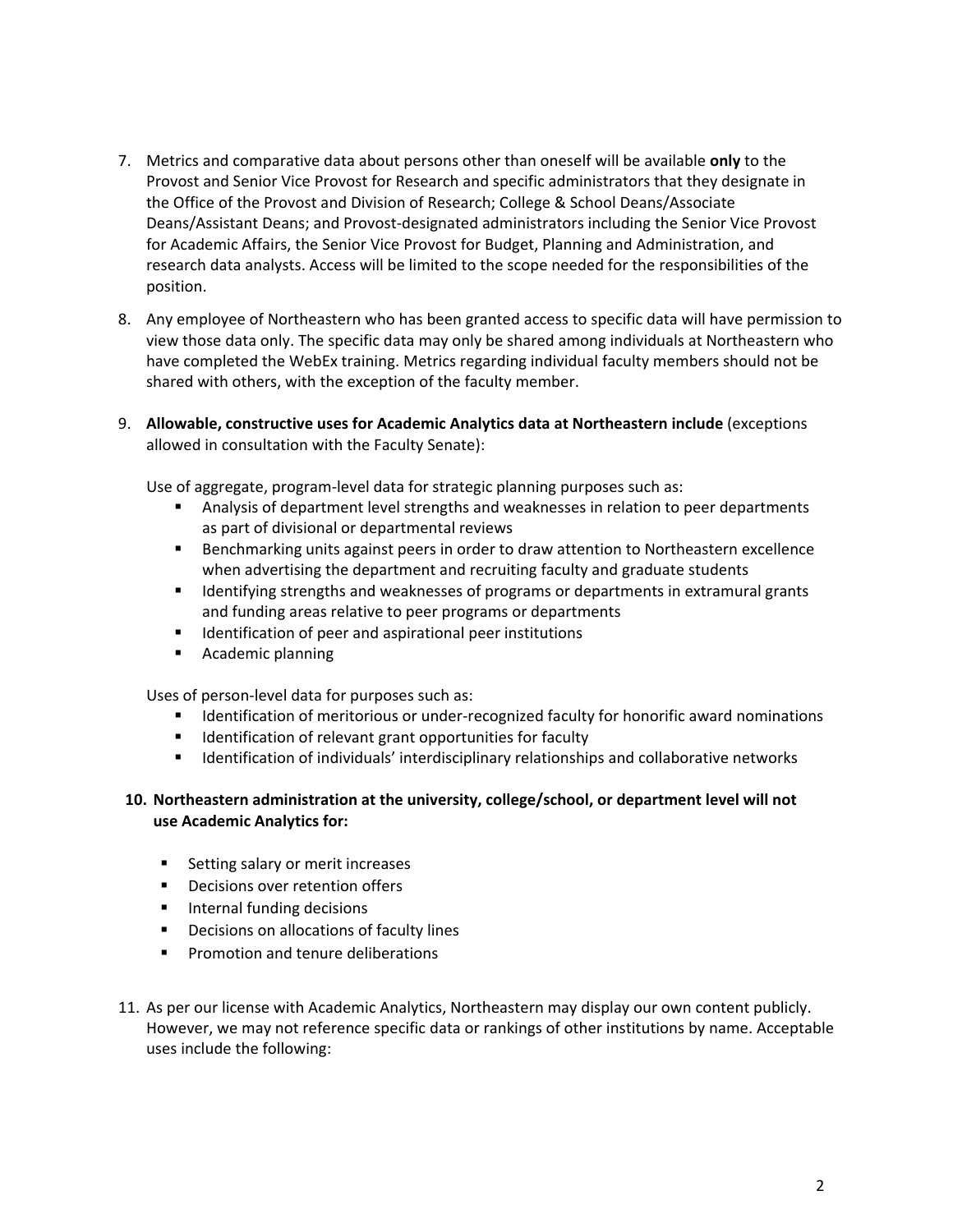7. Metrics and comparative data about persons other than oneself will be available **only** to the Provost and Senior Vice Provost for Research and specific administrators that they designate in the Office of the Provost and Division of Research; College & School Deans/Associate Deans/Assistant Deans; and Provost-designated administrators including the Senior Vice Provost for Academic Affairs, the Senior Vice Provost for Budget, Planning and Administration, and research data analysts. Access will be limited to the scope needed for the responsibilities of the position.

8. Any employee of Northeastern who has been granted access to specific data will have permission to view those data only. The specific data may only be shared among individuals at Northeastern who have completed the WebEx training. Metrics regarding individual faculty members should not be shared with others, with the exception of the faculty member.

9. **Allowable, constructive uses for Academic Analytics data at Northeastern include** (exceptions allowed in consultation with the Faculty Senate):

   Use of aggregate, program-level data for strategic planning purposes such as:
   - Analysis of department level strengths and weaknesses in relation to peer departments as part of divisional or departmental reviews
   - Benchmarking units against peers in order to draw attention to Northeastern excellence when advertising the department and recruiting faculty and graduate students
   - Identifying strengths and weaknesses of programs or departments in extramural grants and funding areas relative to peer programs or departments
   - Identification of peer and aspirational peer institutions
   - Academic planning

   Uses of person-level data for purposes such as:
   - Identification of meritorious or under-recognized faculty for honorific award nominations
   - Identification of relevant grant opportunities for faculty
   - Identification of individuals' interdisciplinary relationships and collaborative networks

10. **Northeastern administration at the university, college/school, or department level will not use Academic Analytics for:**

    - Setting salary or merit increases
    - Decisions over retention offers
    - Internal funding decisions
    - Decisions on allocations of faculty lines
    - Promotion and tenure deliberations

11. As per our license with Academic Analytics, Northeastern may display our own content publicly. However, we may not reference specific data or rankings of other institutions by name. Acceptable uses include the following: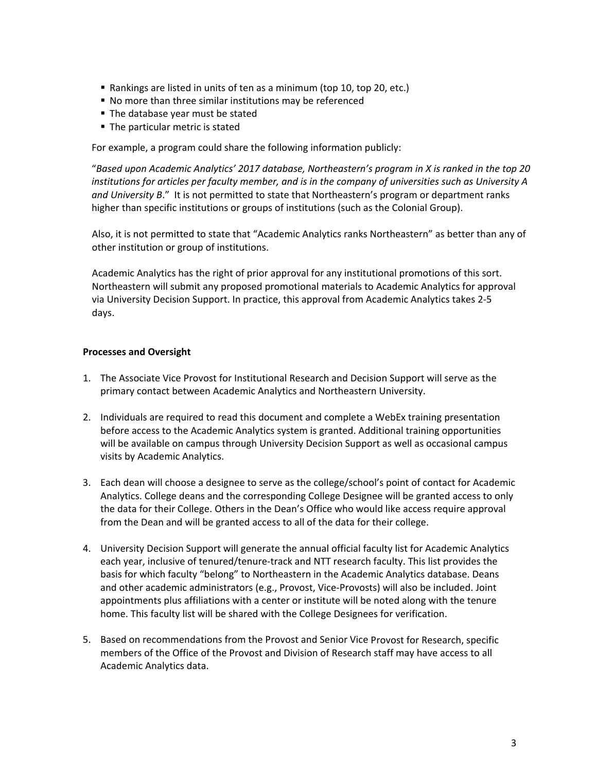- Rankings are listed in units of ten as a minimum (top 10, top 20, etc.)
- No more than three similar institutions may be referenced
- The database year must be stated
- The particular metric is stated

For example, a program could share the following information publicly:

"*Based upon Academic Analytics' 2017 database, Northeastern's program in X is ranked in the top 20 institutions for articles per faculty member, and is in the company of universities such as University A and University B*." It is not permitted to state that Northeastern's program or department ranks higher than specific institutions or groups of institutions (such as the Colonial Group).

Also, it is not permitted to state that "Academic Analytics ranks Northeastern" as better than any of other institution or group of institutions.

Academic Analytics has the right of prior approval for any institutional promotions of this sort. Northeastern will submit any proposed promotional materials to Academic Analytics for approval via University Decision Support. In practice, this approval from Academic Analytics takes 2-5 days.

**Processes and Oversight**

1. The Associate Vice Provost for Institutional Research and Decision Support will serve as the primary contact between Academic Analytics and Northeastern University.

2. Individuals are required to read this document and complete a WebEx training presentation before access to the Academic Analytics system is granted. Additional training opportunities will be available on campus through University Decision Support as well as occasional campus visits by Academic Analytics.

3. Each dean will choose a designee to serve as the college/school's point of contact for Academic Analytics. College deans and the corresponding College Designee will be granted access to only the data for their College. Others in the Dean's Office who would like access require approval from the Dean and will be granted access to all of the data for their college.

4. University Decision Support will generate the annual official faculty list for Academic Analytics each year, inclusive of tenured/tenure-track and NTT research faculty. This list provides the basis for which faculty "belong" to Northeastern in the Academic Analytics database. Deans and other academic administrators (e.g., Provost, Vice-Provosts) will also be included. Joint appointments plus affiliations with a center or institute will be noted along with the tenure home. This faculty list will be shared with the College Designees for verification.

5. Based on recommendations from the Provost and Senior Vice Provost for Research, specific members of the Office of the Provost and Division of Research staff may have access to all Academic Analytics data.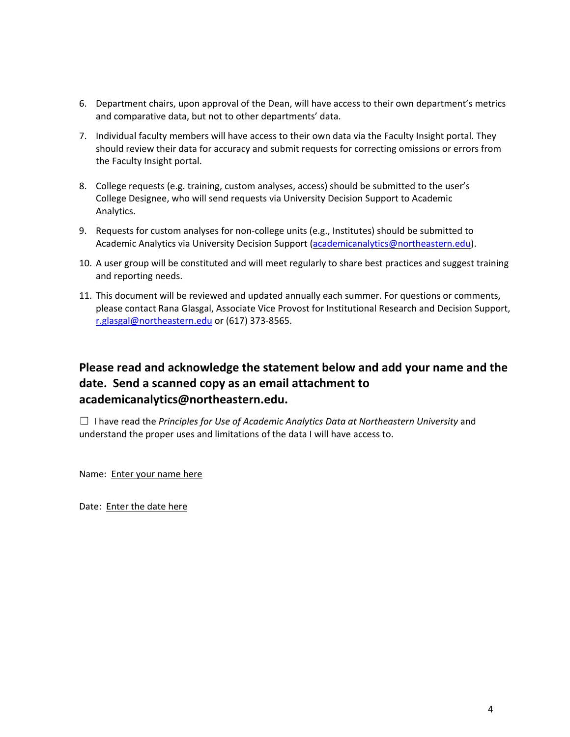6. Department chairs, upon approval of the Dean, will have access to their own department's metrics and comparative data, but not to other departments' data.
7. Individual faculty members will have access to their own data via the Faculty Insight portal. They should review their data for accuracy and submit requests for correcting omissions or errors from the Faculty Insight portal.
8. College requests (e.g. training, custom analyses, access) should be submitted to the user's College Designee, who will send requests via University Decision Support to Academic Analytics.
9. Requests for custom analyses for non-college units (e.g., Institutes) should be submitted to Academic Analytics via University Decision Support (academicanalytics@northeastern.edu).
10. A user group will be constituted and will meet regularly to share best practices and suggest training and reporting needs.
11. This document will be reviewed and updated annually each summer. For questions or comments, please contact Rana Glasgal, Associate Vice Provost for Institutional Research and Decision Support, r.glasgal@northeastern.edu or (617) 373-8565.

## Please read and acknowledge the statement below and add your name and the date. Send a scanned copy as an email attachment to academicanalytics@northeastern.edu.

☐ I have read the *Principles for Use of Academic Analytics Data at Northeastern University* and understand the proper uses and limitations of the data I will have access to.

Name: Enter your name here

Date: Enter the date here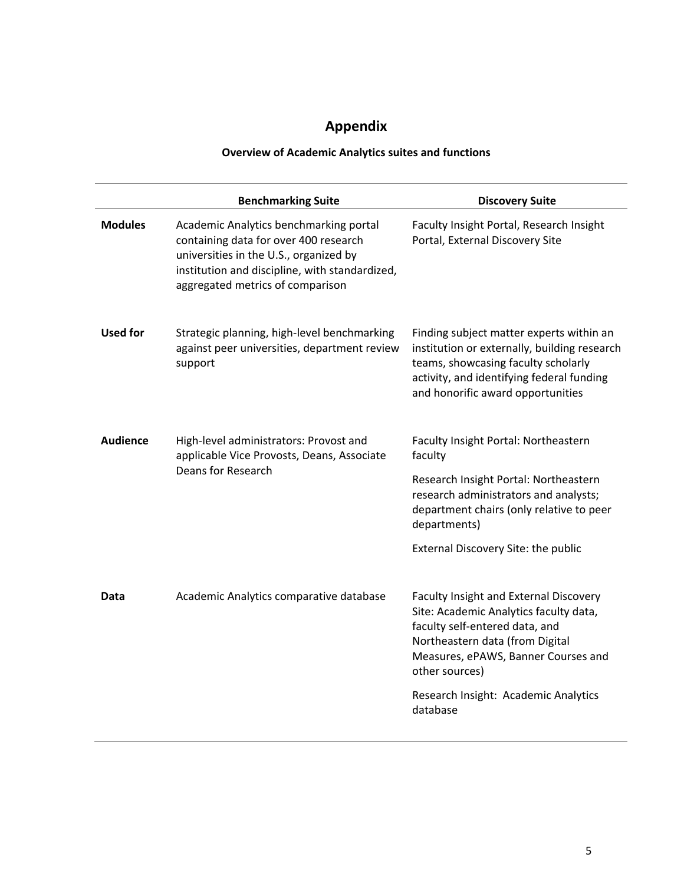# Appendix

**Overview of Academic Analytics suites and functions**

| | Benchmarking Suite | Discovery Suite |
|---|---|---|
| **Modules** | Academic Analytics benchmarking portal containing data for over 400 research universities in the U.S., organized by institution and discipline, with standardized, aggregated metrics of comparison | Faculty Insight Portal, Research Insight Portal, External Discovery Site |
| **Used for** | Strategic planning, high-level benchmarking against peer universities, department review support | Finding subject matter experts within an institution or externally, building research teams, showcasing faculty scholarly activity, and identifying federal funding and honorific award opportunities |
| **Audience** | High-level administrators: Provost and applicable Vice Provosts, Deans, Associate Deans for Research | Faculty Insight Portal: Northeastern faculty<br><br>Research Insight Portal: Northeastern research administrators and analysts; department chairs (only relative to peer departments)<br><br>External Discovery Site: the public |
| **Data** | Academic Analytics comparative database | Faculty Insight and External Discovery Site: Academic Analytics faculty data, faculty self-entered data, and Northeastern data (from Digital Measures, ePAWS, Banner Courses and other sources)<br><br>Research Insight: Academic Analytics database |